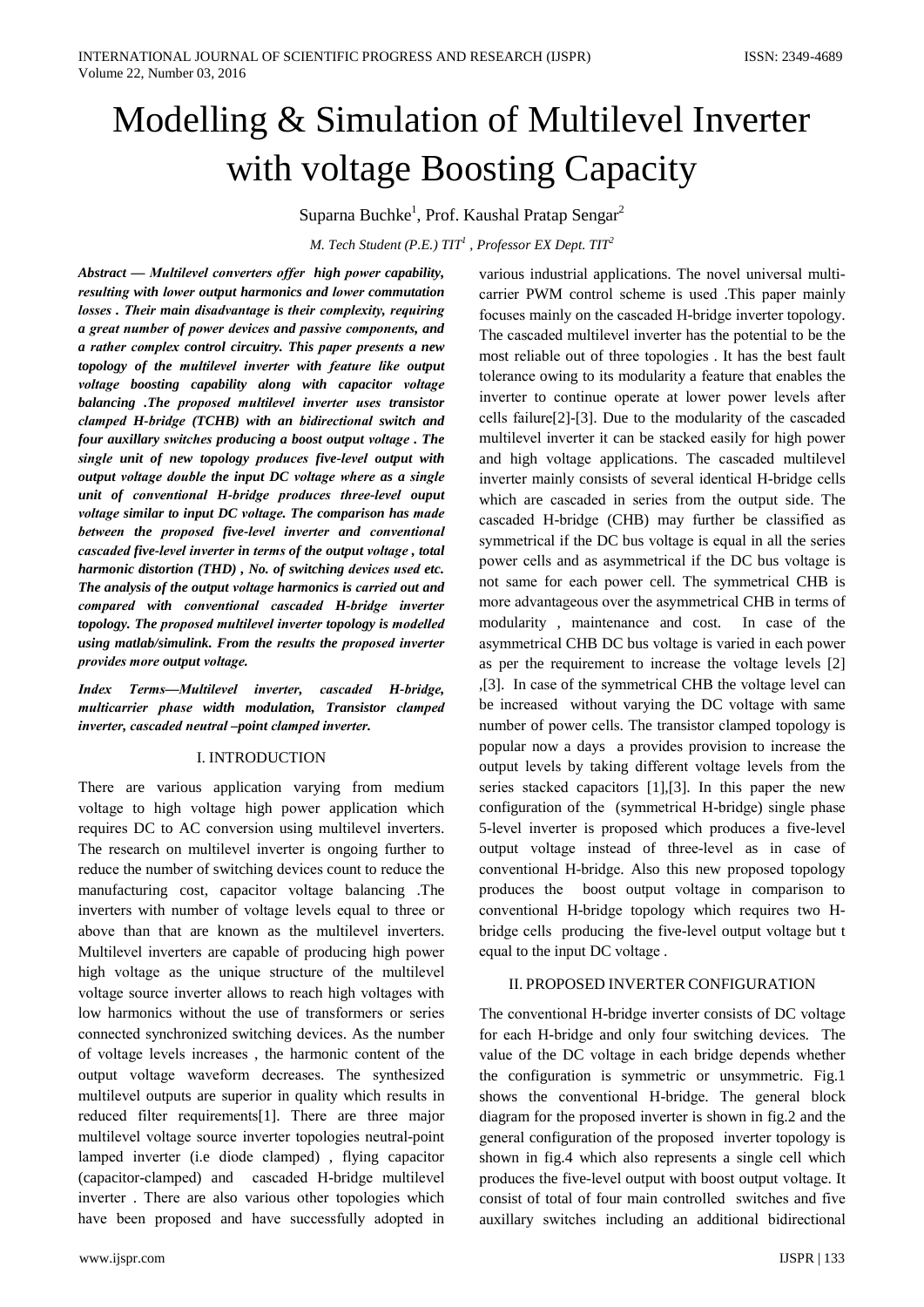# Modelling & Simulation of Multilevel Inverter with voltage Boosting Capacity

Suparna Buchke[1], Prof. Kaushal Pratap Sengar[2]

*M. Tech Student (P.E.) TIT[1] , Professor EX Dept. TIT[2]*

***Abstract — Multilevel converters offer high power capability, resulting with lower output harmonics and lower commutation losses . Their main disadvantage is their complexity, requiring a great number of power devices and passive components, and a rather complex control circuitry. This paper presents a new topology of the multilevel inverter with feature like output voltage boosting capability along with capacitor voltage balancing .The proposed multilevel inverter uses transistor clamped H-bridge (TCHB) with an bidirectional switch and four auxillary switches producing a boost output voltage . The single unit of new topology produces five-level output with output voltage double the input DC voltage where as a single unit of conventional H-bridge produces three-level ouput voltage similar to input DC voltage. The comparison has made between the proposed five-level inverter and conventional cascaded five-level inverter in terms of the output voltage , total harmonic distortion (THD) , No. of switching devices used etc. The analysis of the output voltage harmonics is carried out and compared with conventional cascaded H-bridge inverter topology. The proposed multilevel inverter topology is modelled using matlab/simulink. From the results the proposed inverter provides more output voltage.***

***Index Terms—Multilevel inverter, cascaded H-bridge, multicarrier phase width modulation, Transistor clamped inverter, cascaded neutral –point clamped inverter.***

## I. INTRODUCTION

There are various application varying from medium voltage to high voltage high power application which requires DC to AC conversion using multilevel inverters. The research on multilevel inverter is ongoing further to reduce the number of switching devices count to reduce the manufacturing cost, capacitor voltage balancing .The inverters with number of voltage levels equal to three or above than that are known as the multilevel inverters. Multilevel inverters are capable of producing high power high voltage as the unique structure of the multilevel voltage source inverter allows to reach high voltages with low harmonics without the use of transformers or series connected synchronized switching devices. As the number of voltage levels increases , the harmonic content of the output voltage waveform decreases. The synthesized multilevel outputs are superior in quality which results in reduced filter requirements[1]. There are three major multilevel voltage source inverter topologies neutral-point lamped inverter (i.e diode clamped) , flying capacitor (capacitor-clamped) and cascaded H-bridge multilevel inverter . There are also various other topologies which have been proposed and have successfully adopted in various industrial applications. The novel universal multi-carrier PWM control scheme is used .This paper mainly focuses mainly on the cascaded H-bridge inverter topology. The cascaded multilevel inverter has the potential to be the most reliable out of three topologies . It has the best fault tolerance owing to its modularity a feature that enables the inverter to continue operate at lower power levels after cells failure[2]-[3]. Due to the modularity of the cascaded multilevel inverter it can be stacked easily for high power and high voltage applications. The cascaded multilevel inverter mainly consists of several identical H-bridge cells which are cascaded in series from the output side. The cascaded H-bridge (CHB) may further be classified as symmetrical if the DC bus voltage is equal in all the series power cells and as asymmetrical if the DC bus voltage is not same for each power cell. The symmetrical CHB is more advantageous over the asymmetrical CHB in terms of modularity , maintenance and cost. In case of the asymmetrical CHB DC bus voltage is varied in each power as per the requirement to increase the voltage levels [2] ,[3]. In case of the symmetrical CHB the voltage level can be increased without varying the DC voltage with same number of power cells. The transistor clamped topology is popular now a days a provides provision to increase the output levels by taking different voltage levels from the series stacked capacitors [1],[3]. In this paper the new configuration of the (symmetrical H-bridge) single phase 5-level inverter is proposed which produces a five-level output voltage instead of three-level as in case of conventional H-bridge. Also this new proposed topology produces the boost output voltage in comparison to conventional H-bridge topology which requires two H-bridge cells producing the five-level output voltage but t equal to the input DC voltage .

## II. PROPOSED INVERTER CONFIGURATION

The conventional H-bridge inverter consists of DC voltage for each H-bridge and only four switching devices. The value of the DC voltage in each bridge depends whether the configuration is symmetric or unsymmetric. Fig.1 shows the conventional H-bridge. The general block diagram for the proposed inverter is shown in fig.2 and the general configuration of the proposed inverter topology is shown in fig.4 which also represents a single cell which produces the five-level output with boost output voltage. It consist of total of four main controlled switches and five auxillary switches including an additional bidirectional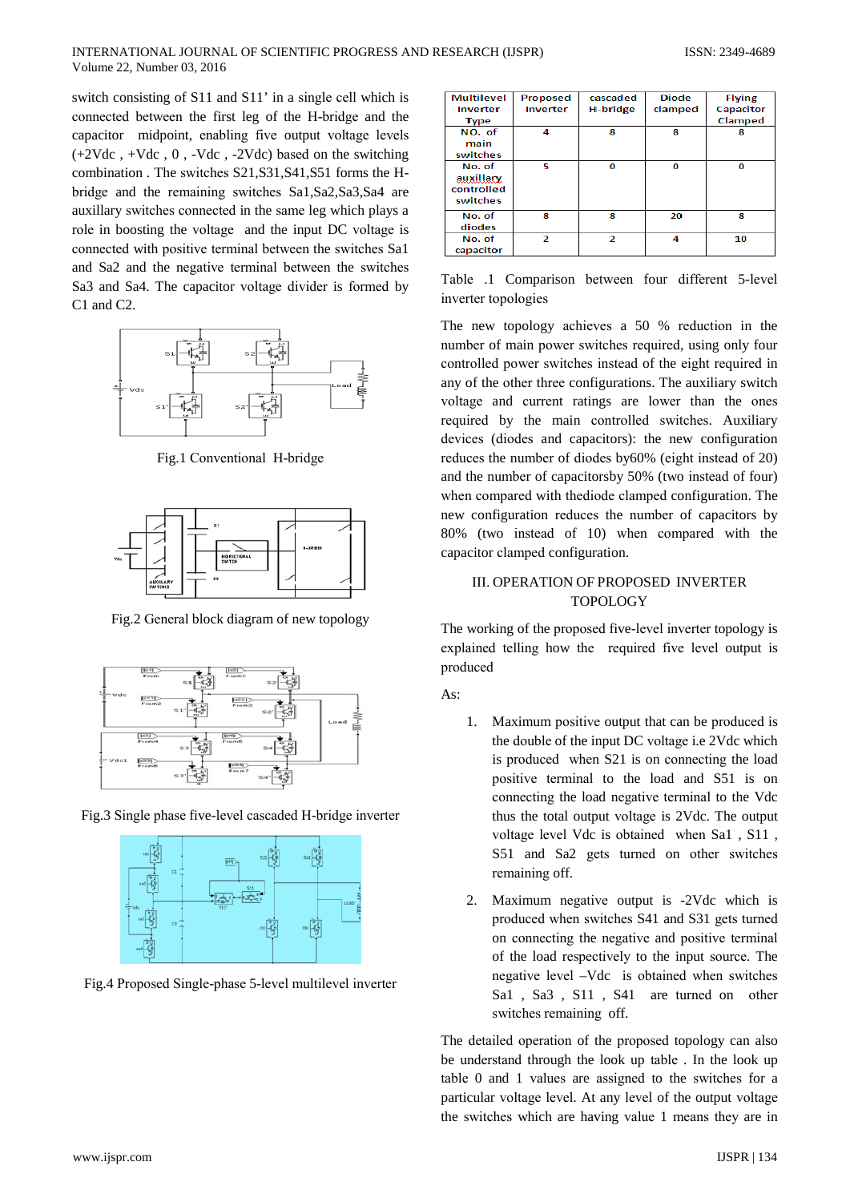switch consisting of S11 and S11' in a single cell which is connected between the first leg of the H-bridge and the capacitor midpoint, enabling five output voltage levels (+2Vdc , +Vdc , 0 , -Vdc , -2Vdc) based on the switching combination . The switches S21,S31,S41,S51 forms the H-bridge and the remaining switches Sa1,Sa2,Sa3,Sa4 are auxillary switches connected in the same leg which plays a role in boosting the voltage and the input DC voltage is connected with positive terminal between the switches Sa1 and Sa2 and the negative terminal between the switches Sa3 and Sa4. The capacitor voltage divider is formed by C1 and C2.

Fig.1 Conventional H-bridge

Fig.2 General block diagram of new topology

Fig.3 Single phase five-level cascaded H-bridge inverter

Fig.4 Proposed Single-phase 5-level multilevel inverter

| Multilevel Inverter Type | Proposed Inverter | cascaded H-bridge | Diode clamped | Flying Capacitor Clamped |
|---|---|---|---|---|
| NO. of main switches | 4 | 8 | 8 | 8 |
| No. of auxillary controlled switches | 5 | 0 | 0 | 0 |
| No. of diodes | 8 | 8 | 20 | 8 |
| No. of capacitor | 2 | 2 | 4 | 10 |

Table .1 Comparison between four different 5-level inverter topologies

The new topology achieves a 50 % reduction in the number of main power switches required, using only four controlled power switches instead of the eight required in any of the other three configurations. The auxiliary switch voltage and current ratings are lower than the ones required by the main controlled switches. Auxiliary devices (diodes and capacitors): the new configuration reduces the number of diodes by60% (eight instead of 20) and the number of capacitorsby 50% (two instead of four) when compared with thediode clamped configuration. The new configuration reduces the number of capacitors by 80% (two instead of 10) when compared with the capacitor clamped configuration.

## III. OPERATION OF PROPOSED INVERTER TOPOLOGY

The working of the proposed five-level inverter topology is explained telling how the required five level output is produced

As:

1. Maximum positive output that can be produced is the double of the input DC voltage i.e 2Vdc which is produced when S21 is on connecting the load positive terminal to the load and S51 is on connecting the load negative terminal to the Vdc thus the total output voltage is 2Vdc. The output voltage level Vdc is obtained when Sa1 , S11 , S51 and Sa2 gets turned on other switches remaining off.

2. Maximum negative output is -2Vdc which is produced when switches S41 and S31 gets turned on connecting the negative and positive terminal of the load respectively to the input source. The negative level –Vdc is obtained when switches Sa1 , Sa3 , S11 , S41 are turned on other switches remaining off.

The detailed operation of the proposed topology can also be understand through the look up table . In the look up table 0 and 1 values are assigned to the switches for a particular voltage level. At any level of the output voltage the switches which are having value 1 means they are in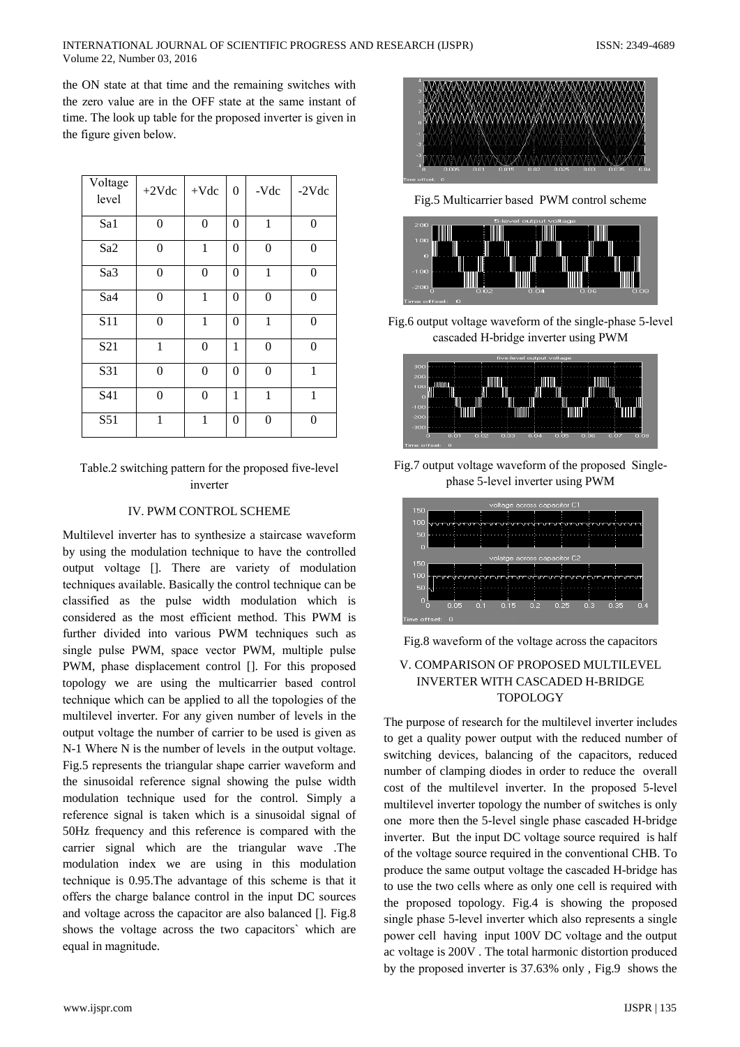the ON state at that time and the remaining switches with the zero value are in the OFF state at the same instant of time. The look up table for the proposed inverter is given in the figure given below.

| Voltage level | +2Vdc | +Vdc | 0 | -Vdc | -2Vdc |
|---|---|---|---|---|---|
| Sa1 | 0 | 0 | 0 | 1 | 0 |
| Sa2 | 0 | 1 | 0 | 0 | 0 |
| Sa3 | 0 | 0 | 0 | 1 | 0 |
| Sa4 | 0 | 1 | 0 | 0 | 0 |
| S11 | 0 | 1 | 0 | 1 | 0 |
| S21 | 1 | 0 | 1 | 0 | 0 |
| S31 | 0 | 0 | 0 | 0 | 1 |
| S41 | 0 | 0 | 1 | 1 | 1 |
| S51 | 1 | 1 | 0 | 0 | 0 |

Table.2 switching pattern for the proposed five-level inverter

## IV. PWM CONTROL SCHEME

Multilevel inverter has to synthesize a staircase waveform by using the modulation technique to have the controlled output voltage []. There are variety of modulation techniques available. Basically the control technique can be classified as the pulse width modulation which is considered as the most efficient method. This PWM is further divided into various PWM techniques such as single pulse PWM, space vector PWM, multiple pulse PWM, phase displacement control []. For this proposed topology we are using the multicarrier based control technique which can be applied to all the topologies of the multilevel inverter. For any given number of levels in the output voltage the number of carrier to be used is given as N-1 Where N is the number of levels in the output voltage. Fig.5 represents the triangular shape carrier waveform and the sinusoidal reference signal showing the pulse width modulation technique used for the control. Simply a reference signal is taken which is a sinusoidal signal of 50Hz frequency and this reference is compared with the carrier signal which are the triangular wave .The modulation index we are using in this modulation technique is 0.95.The advantage of this scheme is that it offers the charge balance control in the input DC sources and voltage across the capacitor are also balanced []. Fig.8 shows the voltage across the two capacitors` which are equal in magnitude.

Fig.5 Multicarrier based PWM control scheme

Fig.6 output voltage waveform of the single-phase 5-level cascaded H-bridge inverter using PWM

Fig.7 output voltage waveform of the proposed Single-phase 5-level inverter using PWM

Fig.8 waveform of the voltage across the capacitors

## V. COMPARISON OF PROPOSED MULTILEVEL INVERTER WITH CASCADED H-BRIDGE TOPOLOGY

The purpose of research for the multilevel inverter includes to get a quality power output with the reduced number of switching devices, balancing of the capacitors, reduced number of clamping diodes in order to reduce the overall cost of the multilevel inverter. In the proposed 5-level multilevel inverter topology the number of switches is only one more then the 5-level single phase cascaded H-bridge inverter. But the input DC voltage source required is half of the voltage source required in the conventional CHB. To produce the same output voltage the cascaded H-bridge has to use the two cells where as only one cell is required with the proposed topology. Fig.4 is showing the proposed single phase 5-level inverter which also represents a single power cell having input 100V DC voltage and the output ac voltage is 200V . The total harmonic distortion produced by the proposed inverter is 37.63% only , Fig.9 shows the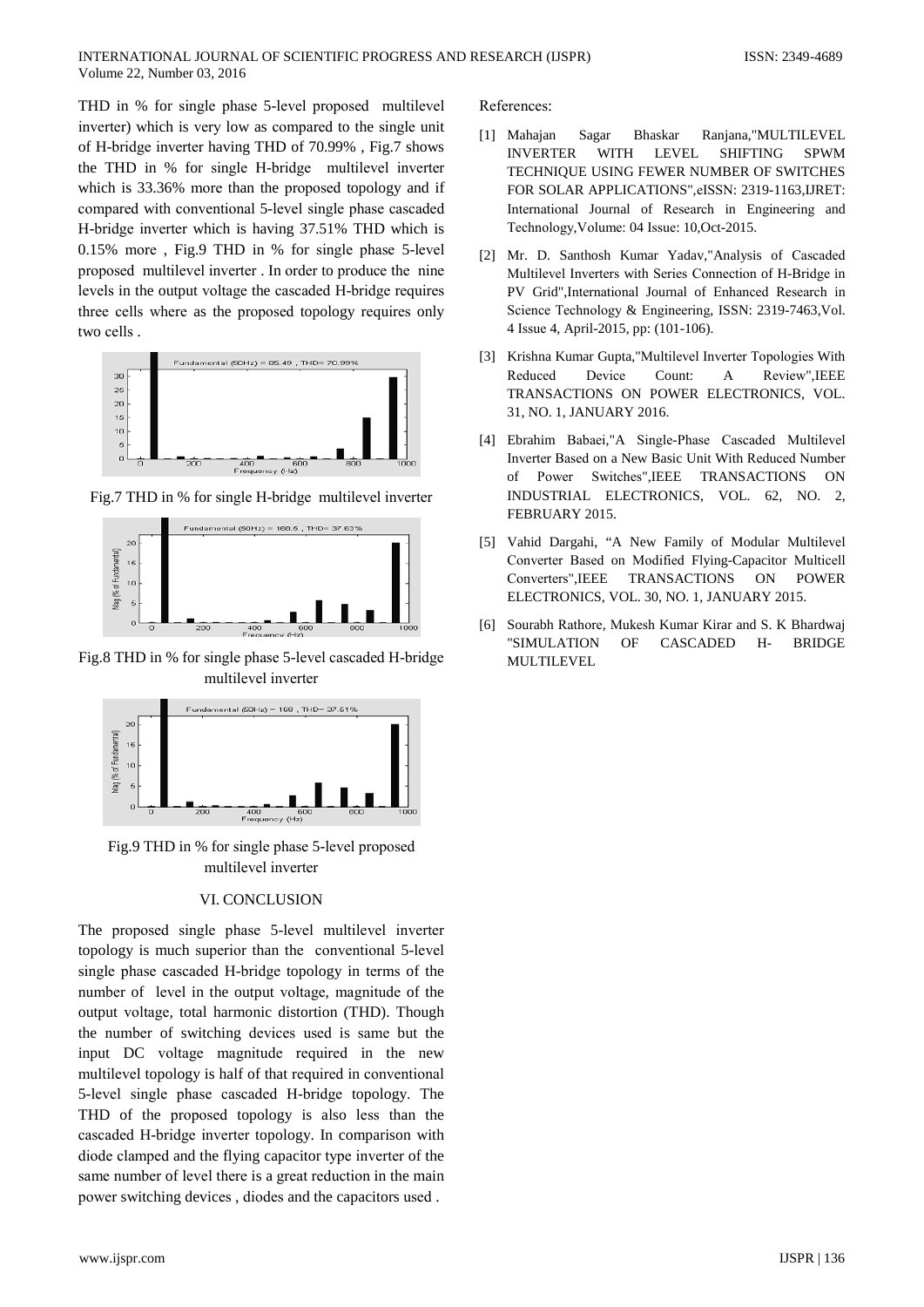THD in % for single phase 5-level proposed multilevel inverter) which is very low as compared to the single unit of H-bridge inverter having THD of 70.99% , Fig.7 shows the THD in % for single H-bridge multilevel inverter which is 33.36% more than the proposed topology and if compared with conventional 5-level single phase cascaded H-bridge inverter which is having 37.51% THD which is 0.15% more , Fig.9 THD in % for single phase 5-level proposed multilevel inverter . In order to produce the nine levels in the output voltage the cascaded H-bridge requires three cells where as the proposed topology requires only two cells .

Fundamental (50Hz) = 85.49 , THD= 70.99%

Frequency (Hz)

Fig.7 THD in % for single H-bridge multilevel inverter

Fundamental (50Hz) = 188.5 , THD= 37.63%

Mag (% of Fundamental)

Frequency (Hz)

Fig.8 THD in % for single phase 5-level cascaded H-bridge multilevel inverter

Fundamental (50Hz) = 189 , THD= 37.51%

Mag (% of Fundamental)

Frequency (Hz)

Fig.9 THD in % for single phase 5-level proposed multilevel inverter

## VI. CONCLUSION

The proposed single phase 5-level multilevel inverter topology is much superior than the conventional 5-level single phase cascaded H-bridge topology in terms of the number of level in the output voltage, magnitude of the output voltage, total harmonic distortion (THD). Though the number of switching devices used is same but the input DC voltage magnitude required in the new multilevel topology is half of that required in conventional 5-level single phase cascaded H-bridge topology. The THD of the proposed topology is also less than the cascaded H-bridge inverter topology. In comparison with diode clamped and the flying capacitor type inverter of the same number of level there is a great reduction in the main power switching devices , diodes and the capacitors used .

References:

[1] Mahajan Sagar Bhaskar Ranjana,"MULTILEVEL INVERTER WITH LEVEL SHIFTING SPWM TECHNIQUE USING FEWER NUMBER OF SWITCHES FOR SOLAR APPLICATIONS",eISSN: 2319-1163,IJRET: International Journal of Research in Engineering and Technology,Volume: 04 Issue: 10,Oct-2015.

[2] Mr. D. Santhosh Kumar Yadav,"Analysis of Cascaded Multilevel Inverters with Series Connection of H-Bridge in PV Grid",International Journal of Enhanced Research in Science Technology & Engineering, ISSN: 2319-7463,Vol. 4 Issue 4, April-2015, pp: (101-106).

[3] Krishna Kumar Gupta,"Multilevel Inverter Topologies With Reduced Device Count: A Review",IEEE TRANSACTIONS ON POWER ELECTRONICS, VOL. 31, NO. 1, JANUARY 2016.

[4] Ebrahim Babaei,"A Single-Phase Cascaded Multilevel Inverter Based on a New Basic Unit With Reduced Number of Power Switches",IEEE TRANSACTIONS ON INDUSTRIAL ELECTRONICS, VOL. 62, NO. 2, FEBRUARY 2015.

[5] Vahid Dargahi, "A New Family of Modular Multilevel Converter Based on Modified Flying-Capacitor Multicell Converters",IEEE TRANSACTIONS ON POWER ELECTRONICS, VOL. 30, NO. 1, JANUARY 2015.

[6] Sourabh Rathore, Mukesh Kumar Kirar and S. K Bhardwaj "SIMULATION OF CASCADED H- BRIDGE MULTILEVEL